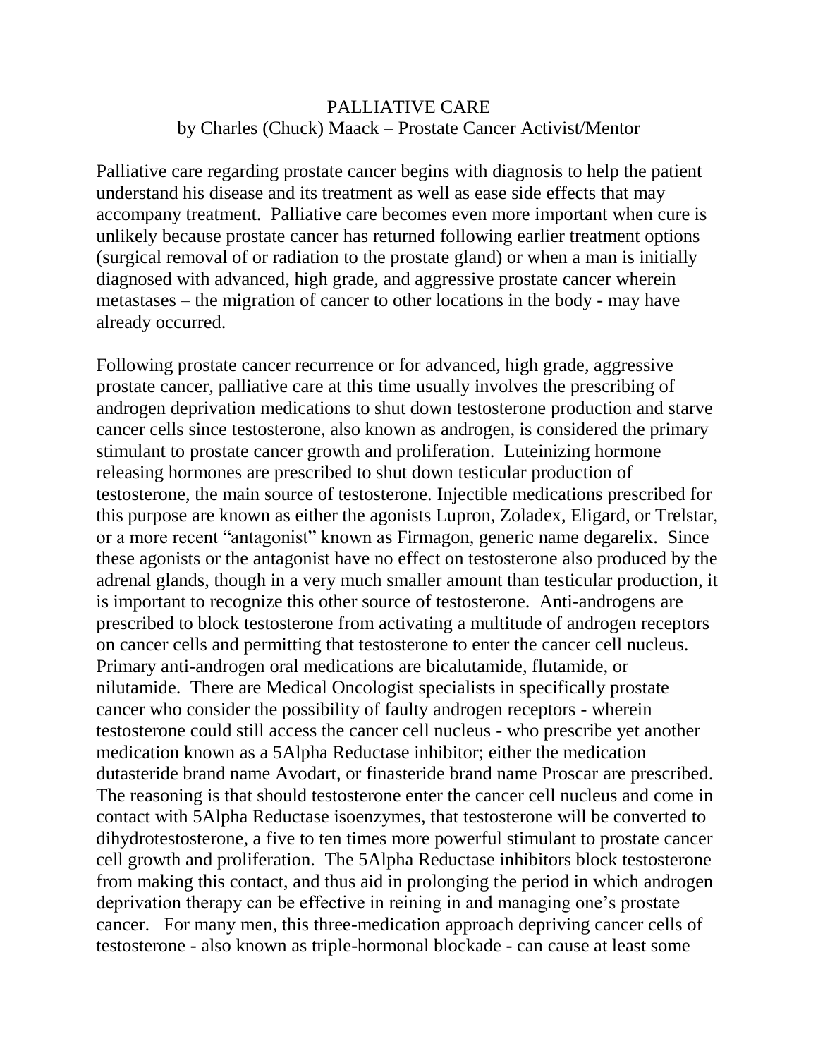# PALLIATIVE CARE

by Charles (Chuck) Maack – Prostate Cancer Activist/Mentor

Palliative care regarding prostate cancer begins with diagnosis to help the patient understand his disease and its treatment as well as ease side effects that may accompany treatment. Palliative care becomes even more important when cure is unlikely because prostate cancer has returned following earlier treatment options (surgical removal of or radiation to the prostate gland) or when a man is initially diagnosed with advanced, high grade, and aggressive prostate cancer wherein metastases – the migration of cancer to other locations in the body - may have already occurred.

Following prostate cancer recurrence or for advanced, high grade, aggressive prostate cancer, palliative care at this time usually involves the prescribing of androgen deprivation medications to shut down testosterone production and starve cancer cells since testosterone, also known as androgen, is considered the primary stimulant to prostate cancer growth and proliferation. Luteinizing hormone releasing hormones are prescribed to shut down testicular production of testosterone, the main source of testosterone. Injectible medications prescribed for this purpose are known as either the agonists Lupron, Zoladex, Eligard, or Trelstar, or a more recent "antagonist" known as Firmagon, generic name degarelix. Since these agonists or the antagonist have no effect on testosterone also produced by the adrenal glands, though in a very much smaller amount than testicular production, it is important to recognize this other source of testosterone. Anti-androgens are prescribed to block testosterone from activating a multitude of androgen receptors on cancer cells and permitting that testosterone to enter the cancer cell nucleus. Primary anti-androgen oral medications are bicalutamide, flutamide, or nilutamide. There are Medical Oncologist specialists in specifically prostate cancer who consider the possibility of faulty androgen receptors - wherein testosterone could still access the cancer cell nucleus - who prescribe yet another medication known as a 5Alpha Reductase inhibitor; either the medication dutasteride brand name Avodart, or finasteride brand name Proscar are prescribed. The reasoning is that should testosterone enter the cancer cell nucleus and come in contact with 5Alpha Reductase isoenzymes, that testosterone will be converted to dihydrotestosterone, a five to ten times more powerful stimulant to prostate cancer cell growth and proliferation. The 5Alpha Reductase inhibitors block testosterone from making this contact, and thus aid in prolonging the period in which androgen deprivation therapy can be effective in reining in and managing one's prostate cancer. For many men, this three-medication approach depriving cancer cells of testosterone - also known as triple-hormonal blockade - can cause at least some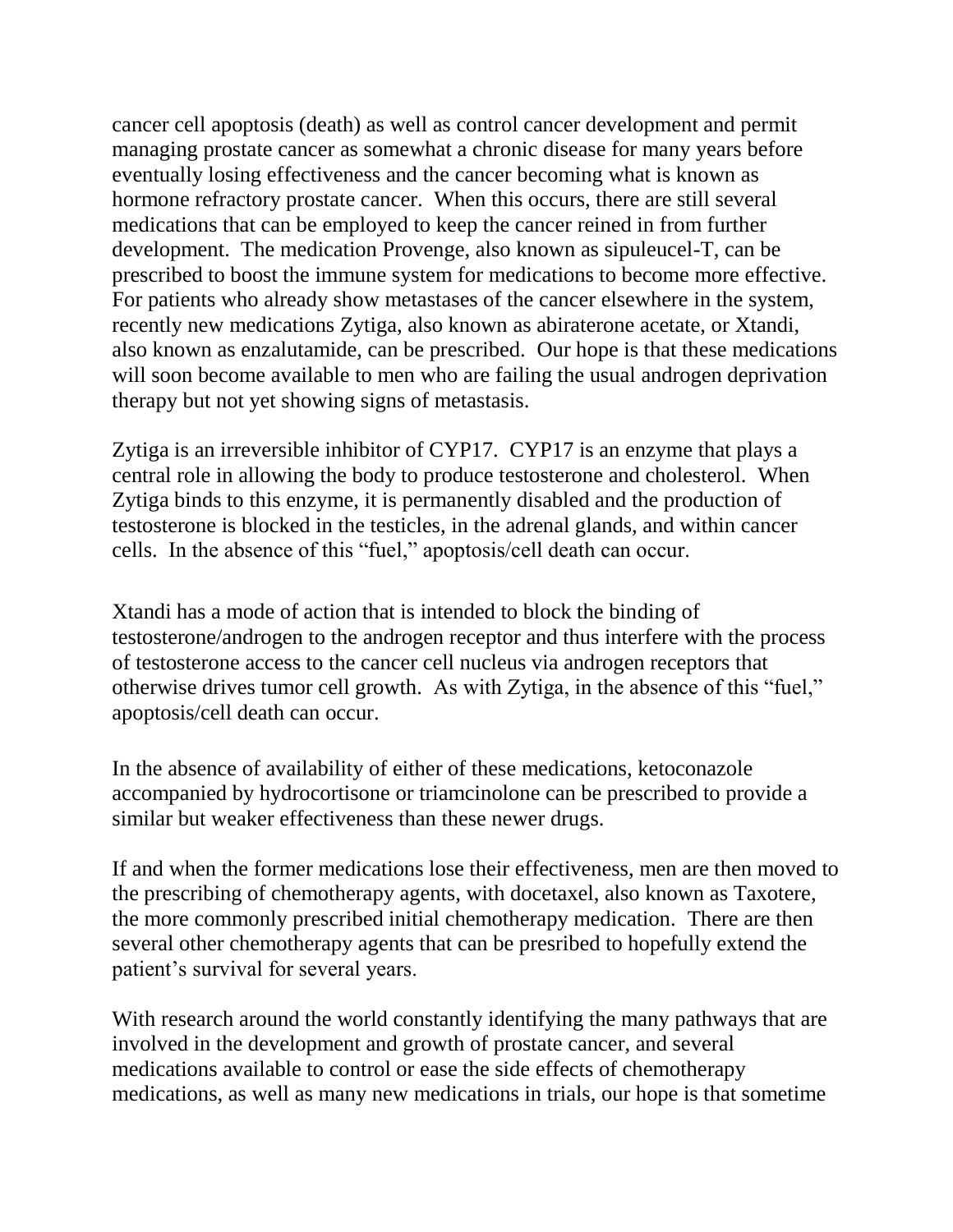cancer cell apoptosis (death) as well as control cancer development and permit managing prostate cancer as somewhat a chronic disease for many years before eventually losing effectiveness and the cancer becoming what is known as hormone refractory prostate cancer. When this occurs, there are still several medications that can be employed to keep the cancer reined in from further development. The medication Provenge, also known as sipuleucel-T, can be prescribed to boost the immune system for medications to become more effective. For patients who already show metastases of the cancer elsewhere in the system, recently new medications Zytiga, also known as abiraterone acetate, or Xtandi, also known as enzalutamide, can be prescribed. Our hope is that these medications will soon become available to men who are failing the usual androgen deprivation therapy but not yet showing signs of metastasis.

Zytiga is an irreversible inhibitor of CYP17. CYP17 is an enzyme that plays a central role in allowing the body to produce testosterone and cholesterol. When Zytiga binds to this enzyme, it is permanently disabled and the production of testosterone is blocked in the testicles, in the adrenal glands, and within cancer cells. In the absence of this "fuel," apoptosis/cell death can occur.

Xtandi has a mode of action that is intended to block the binding of testosterone/androgen to the androgen receptor and thus interfere with the process of testosterone access to the cancer cell nucleus via androgen receptors that otherwise drives tumor cell growth. As with Zytiga, in the absence of this "fuel," apoptosis/cell death can occur.

In the absence of availability of either of these medications, ketoconazole accompanied by hydrocortisone or triamcinolone can be prescribed to provide a similar but weaker effectiveness than these newer drugs.

If and when the former medications lose their effectiveness, men are then moved to the prescribing of chemotherapy agents, with docetaxel, also known as Taxotere, the more commonly prescribed initial chemotherapy medication. There are then several other chemotherapy agents that can be presribed to hopefully extend the patient's survival for several years.

With research around the world constantly identifying the many pathways that are involved in the development and growth of prostate cancer, and several medications available to control or ease the side effects of chemotherapy medications, as well as many new medications in trials, our hope is that sometime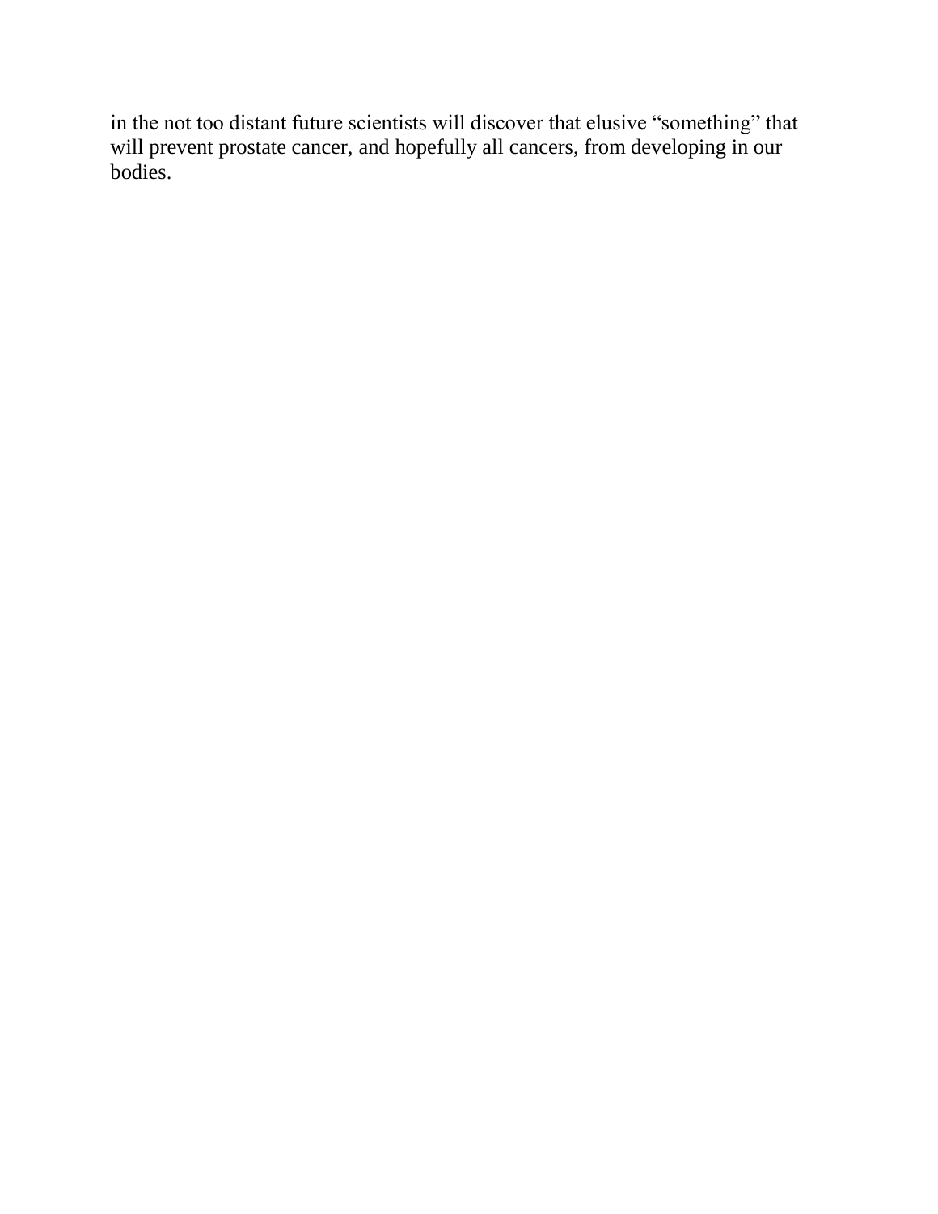in the not too distant future scientists will discover that elusive "something" that will prevent prostate cancer, and hopefully all cancers, from developing in our bodies.